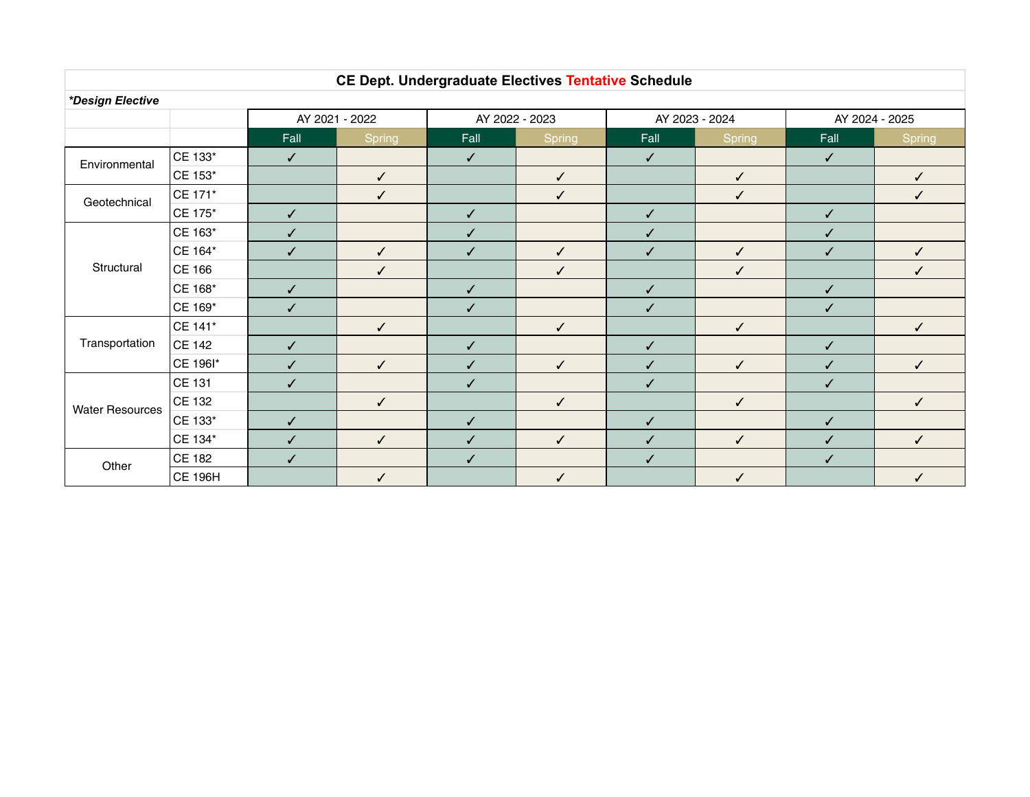# CE Dept. Undergraduate Electives Tentative Schedule

*\*Design Elective*

| | | AY 2021 - 2022 | | AY 2022 - 2023 | | AY 2023 - 2024 | | AY 2024 - 2025 | |
|---|---|---|---|---|---|---|---|---|---|
| | | Fall | Spring | Fall | Spring | Fall | Spring | Fall | Spring |
| Environmental | CE 133* | ✓ | | ✓ | | ✓ | | ✓ | |
| | CE 153* | | ✓ | | ✓ | | ✓ | | ✓ |
| Geotechnical | CE 171* | | ✓ | | ✓ | | ✓ | | ✓ |
| | CE 175* | ✓ | | ✓ | | ✓ | | ✓ | |
| Structural | CE 163* | ✓ | | ✓ | | ✓ | | ✓ | |
| | CE 164* | ✓ | ✓ | ✓ | ✓ | ✓ | ✓ | ✓ | ✓ |
| | CE 166 | | ✓ | | ✓ | | ✓ | | ✓ |
| | CE 168* | ✓ | | ✓ | | ✓ | | ✓ | |
| | CE 169* | ✓ | | ✓ | | ✓ | | ✓ | |
| Transportation | CE 141* | | ✓ | | ✓ | | ✓ | | ✓ |
| | CE 142 | ✓ | | ✓ | | ✓ | | ✓ | |
| | CE 196I* | ✓ | ✓ | ✓ | ✓ | ✓ | ✓ | ✓ | ✓ |
| Water Resources | CE 131 | ✓ | | ✓ | | ✓ | | ✓ | |
| | CE 132 | | ✓ | | ✓ | | ✓ | | ✓ |
| | CE 133* | ✓ | | ✓ | | ✓ | | ✓ | |
| | CE 134* | ✓ | ✓ | ✓ | ✓ | ✓ | ✓ | ✓ | ✓ |
| Other | CE 182 | ✓ | | ✓ | | ✓ | | ✓ | |
| | CE 196H | | ✓ | | ✓ | | ✓ | | ✓ |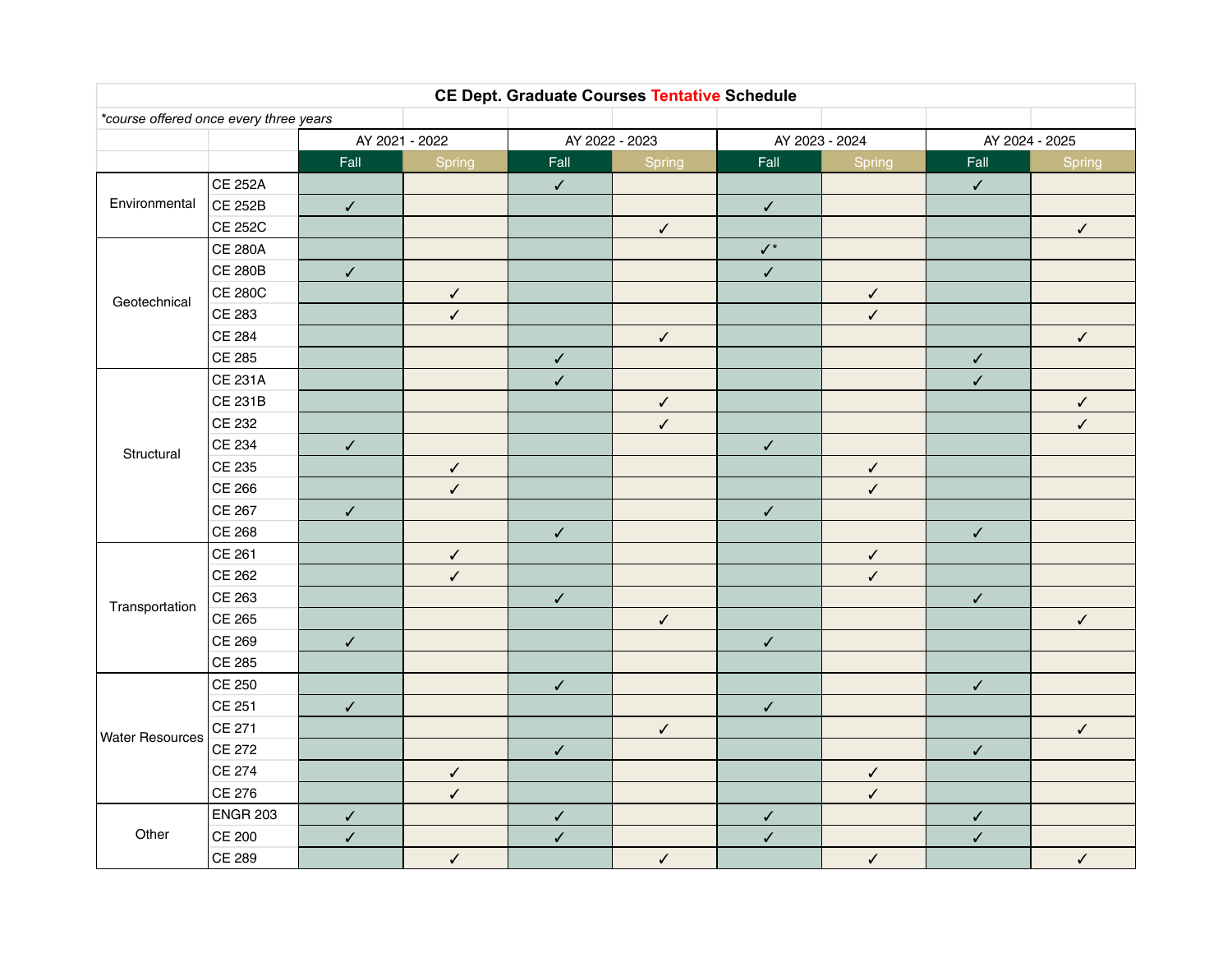**CE Dept. Graduate Courses Tentative Schedule**

*course offered once every three years

| | | AY 2021 - 2022 | | AY 2022 - 2023 | | AY 2023 - 2024 | | AY 2024 - 2025 | |
|---|---|---|---|---|---|---|---|---|---|
| | | Fall | Spring | Fall | Spring | Fall | Spring | Fall | Spring |
| Environmental | CE 252A | | | ✓ | | | | ✓ | |
| | CE 252B | ✓ | | | | ✓ | | | |
| | CE 252C | | | | ✓ | | | | ✓ |
| Geotechnical | CE 280A | | | | | ✓* | | | |
| | CE 280B | ✓ | | | | ✓ | | | |
| | CE 280C | | ✓ | | | | ✓ | | |
| | CE 283 | | ✓ | | | | ✓ | | |
| | CE 284 | | | | ✓ | | | | ✓ |
| | CE 285 | | | ✓ | | | | ✓ | |
| Structural | CE 231A | | | ✓ | | | | ✓ | |
| | CE 231B | | | | ✓ | | | | ✓ |
| | CE 232 | | | | ✓ | | | | ✓ |
| | CE 234 | ✓ | | | | ✓ | | | |
| | CE 235 | | ✓ | | | | ✓ | | |
| | CE 266 | | ✓ | | | | ✓ | | |
| | CE 267 | ✓ | | | | ✓ | | | |
| | CE 268 | | | ✓ | | | | ✓ | |
| Transportation | CE 261 | | ✓ | | | | ✓ | | |
| | CE 262 | | ✓ | | | | ✓ | | |
| | CE 263 | | | ✓ | | | | ✓ | |
| | CE 265 | | | | ✓ | | | | ✓ |
| | CE 269 | ✓ | | | | ✓ | | | |
| | CE 285 | | | | | | | | |
| Water Resources | CE 250 | | | ✓ | | | | ✓ | |
| | CE 251 | ✓ | | | | ✓ | | | |
| | CE 271 | | | | ✓ | | | | ✓ |
| | CE 272 | | | ✓ | | | | ✓ | |
| | CE 274 | | ✓ | | | | ✓ | | |
| | CE 276 | | ✓ | | | | ✓ | | |
| Other | ENGR 203 | ✓ | | ✓ | | ✓ | | ✓ | |
| | CE 200 | ✓ | | ✓ | | ✓ | | ✓ | |
| | CE 289 | | ✓ | | ✓ | | ✓ | | ✓ |